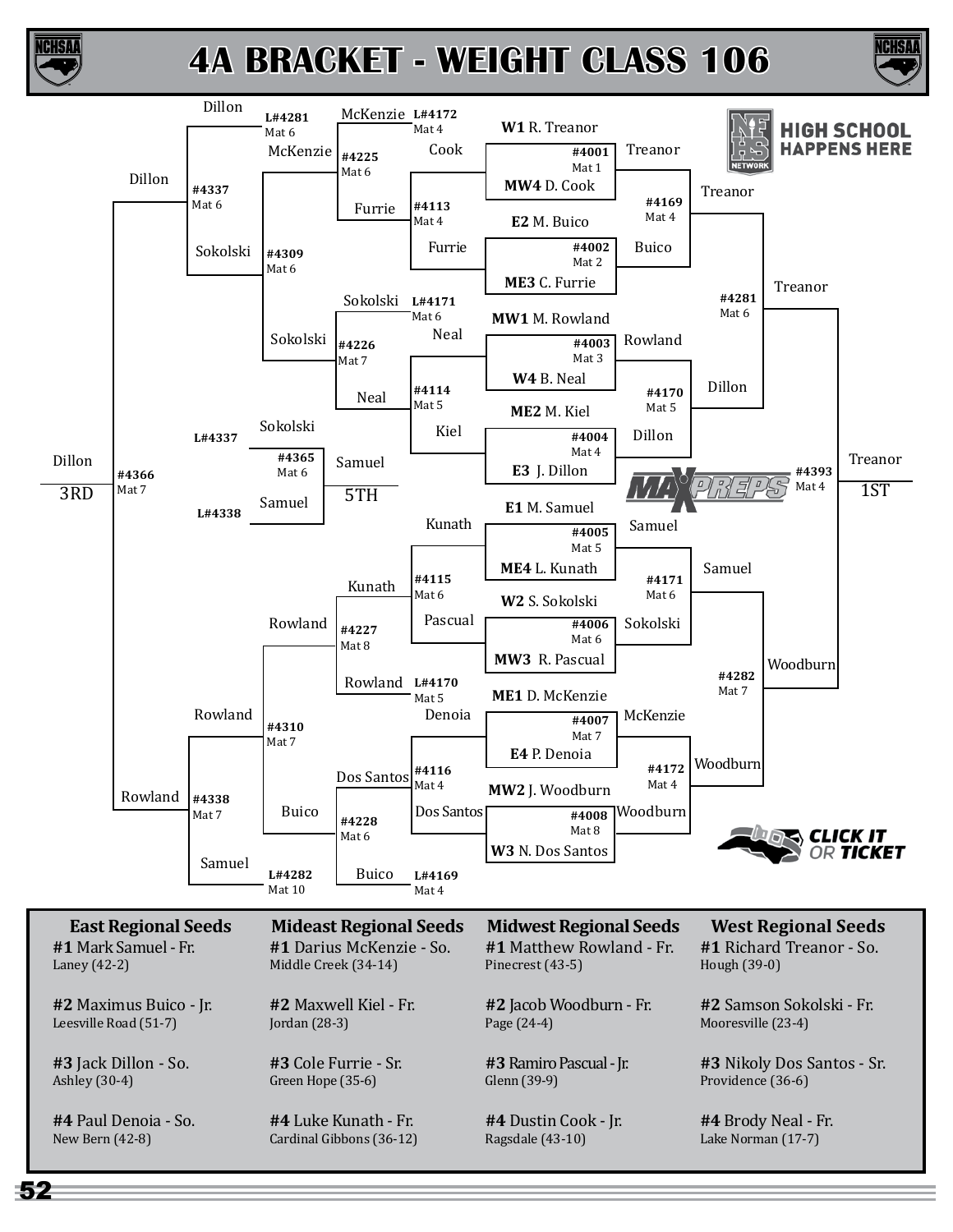# 4A BRACKET - WEIGHT CLASS 106

## Championship Bracket

| Match | Mat | Wrestlers | Winner |
| --- | --- | --- | --- |
| #4001 | Mat 1 | W1 R. Treanor vs. MW4 D. Cook | Treanor |
| #4002 | Mat 2 | E2 M. Buico vs. ME3 C. Furrie | Buico |
| #4003 | Mat 3 | MW1 M. Rowland vs. W4 B. Neal | Rowland |
| #4004 | Mat 4 | ME2 M. Kiel vs. E3 J. Dillon | Dillon |
| #4005 | Mat 5 | E1 M. Samuel vs. ME4 L. Kunath | Samuel |
| #4006 | Mat 6 | W2 S. Sokolski vs. MW3 R. Pascual | Sokolski |
| #4007 | Mat 7 | ME1 D. McKenzie vs. E4 P. Denoia | McKenzie |
| #4008 | Mat 8 | MW2 J. Woodburn vs. W3 N. Dos Santos | Woodburn |
| #4169 | Mat 4 | Treanor vs. Buico | Treanor |
| #4170 | Mat 5 | Rowland vs. Dillon | Dillon |
| #4171 | Mat 6 | Samuel vs. Sokolski | Samuel |
| #4172 | Mat 4 | McKenzie vs. Woodburn | Woodburn |
| #4281 | Mat 6 | Treanor vs. Dillon | Treanor |
| #4282 | Mat 7 | Samuel vs. Woodburn | Woodburn |
| #4393 | Mat 4 | Treanor vs. Woodburn | Treanor — 1ST |

## Consolation Bracket

| Match | Mat | Wrestlers | Winner |
| --- | --- | --- | --- |
| #4113 | Mat 4 | Cook vs. Furrie | Furrie |
| #4114 | Mat 5 | Neal vs. Kiel | Neal |
| #4115 | Mat 6 | Kunath vs. Pascual | Kunath |
| #4116 | Mat 4 | Denoia vs. Dos Santos | Dos Santos |
| #4225 | Mat 6 | McKenzie (L#4172, Mat 4) vs. Furrie | McKenzie |
| #4226 | Mat 7 | Sokolski (L#4171, Mat 6) vs. Neal | Sokolski |
| #4227 | Mat 8 | Kunath vs. Rowland (L#4170, Mat 5) | Rowland |
| #4228 | Mat 6 | Dos Santos vs. Buico (L#4169, Mat 4) | Buico |
| #4309 | Mat 6 | McKenzie vs. Sokolski | Sokolski |
| #4310 | Mat 7 | Rowland vs. Buico | Rowland |
| #4337 | Mat 6 | Dillon (L#4281, Mat 6) vs. Sokolski | Dillon |
| #4338 | Mat 7 | Rowland vs. Samuel (L#4282, Mat 10) | Rowland |
| #4365 | Mat 6 | Sokolski (L#4337) vs. Samuel (L#4338) | Samuel — 5TH |
| #4366 | Mat 7 | Dillon vs. Rowland | Dillon — 3RD |

## Regional Seeds

| East Regional Seeds | Mideast Regional Seeds | Midwest Regional Seeds | West Regional Seeds |
| --- | --- | --- | --- |
| **#1** Mark Samuel - Fr. Laney (42-2) | **#1** Darius McKenzie - So. Middle Creek (34-14) | **#1** Matthew Rowland - Fr. Pinecrest (43-5) | **#1** Richard Treanor - So. Hough (39-0) |
| **#2** Maximus Buico - Jr. Leesville Road (51-7) | **#2** Maxwell Kiel - Fr. Jordan (28-3) | **#2** Jacob Woodburn - Fr. Page (24-4) | **#2** Samson Sokolski - Fr. Mooresville (23-4) |
| **#3** Jack Dillon - So. Ashley (30-4) | **#3** Cole Furrie - Sr. Green Hope (35-6) | **#3** Ramiro Pascual - Jr. Glenn (39-9) | **#3** Nikoly Dos Santos - Sr. Providence (36-6) |
| **#4** Paul Denoia - So. New Bern (42-8) | **#4** Luke Kunath - Fr. Cardinal Gibbons (36-12) | **#4** Dustin Cook - Jr. Ragsdale (43-10) | **#4** Brody Neal - Fr. Lake Norman (17-7) |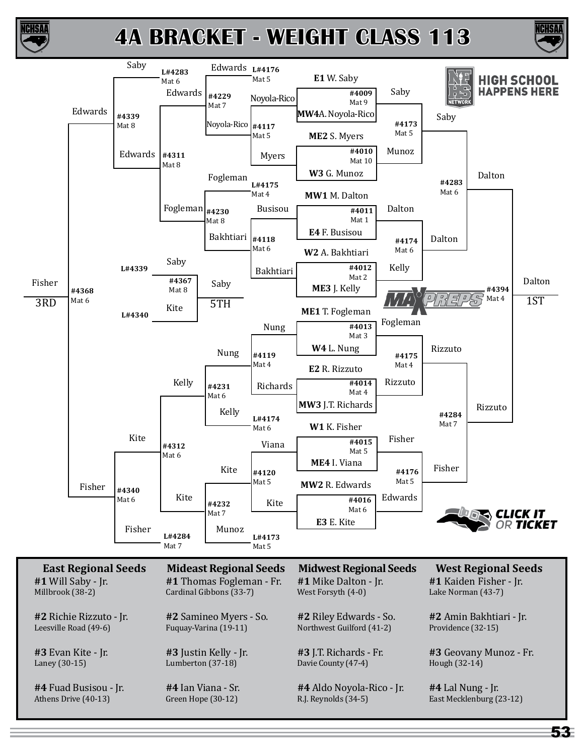# 4A BRACKET - WEIGHT CLASS 113

## Championship Bracket

### First Round

| Bout | Mat | Wrestler 1 | Wrestler 2 | Winner |
|---|---|---|---|---|
| #4009 | Mat 9 | E1 W. Saby | MW4 A. Noyola-Rico | Saby |
| #4010 | Mat 10 | ME2 S. Myers | W3 G. Munoz | Munoz |
| #4011 | Mat 1 | MW1 M. Dalton | E4 F. Busisou | Dalton |
| #4012 | Mat 2 | W2 A. Bakhtiari | ME3 J. Kelly | Kelly |
| #4013 | Mat 3 | ME1 T. Fogleman | W4 L. Nung | Fogleman |
| #4014 | Mat 4 | E2 R. Rizzuto | MW3 J.T. Richards | Rizzuto |
| #4015 | Mat 5 | W1 K. Fisher | ME4 I. Viana | Fisher |
| #4016 | Mat 6 | MW2 R. Edwards | E3 E. Kite | Edwards |

### Quarterfinals

| Bout | Mat | Wrestler 1 | Wrestler 2 | Winner |
|---|---|---|---|---|
| #4173 | Mat 5 | Saby | Munoz | Saby |
| #4174 | Mat 6 | Dalton | Kelly | Dalton |
| #4175 | Mat 4 | Fogleman | Rizzuto | Rizzuto |
| #4176 | Mat 5 | Fisher | Edwards | Fisher |

### Semifinals

| Bout | Mat | Wrestler 1 | Wrestler 2 | Winner |
|---|---|---|---|---|
| #4283 | Mat 6 | Saby | Dalton | Dalton |
| #4284 | Mat 7 | Rizzuto | Fisher | Rizzuto |

### Final

| Bout | Mat | Wrestler 1 | Wrestler 2 | Winner |
|---|---|---|---|---|
| #4394 | Mat 4 | Dalton | Rizzuto | Dalton - 1ST |

## Consolation Bracket

| Bout | Mat | Wrestler 1 | Wrestler 2 | Winner |
|---|---|---|---|---|
| #4117 | Mat 5 | Noyola-Rico | Myers | Noyola-Rico |
| #4118 | Mat 6 | Busisou | Bakhtiari | Bakhtiari |
| #4119 | Mat 4 | Nung | Richards | Nung |
| #4120 | Mat 5 | Viana | Kite | Kite |
| #4229 | Mat 7 | Edwards (L#4176) | Noyola-Rico | Edwards |
| #4230 | Mat 8 | Fogleman (L#4175) | Bakhtiari | Fogleman |
| #4231 | Mat 6 | Nung | Kelly (L#4174) | Kelly |
| #4232 | Mat 7 | Kite | Munoz (L#4173) | Kite |
| #4311 | Mat 8 | Edwards | Fogleman | Edwards |
| #4312 | Mat 6 | Kelly | Kite | Kite |
| #4339 | Mat 8 | Saby (L#4283) | Edwards | Edwards |
| #4340 | Mat 6 | Kite | Fisher (L#4284) | Fisher |
| #4368 | Mat 6 | Edwards | Fisher | Fisher - 3RD |
| #4367 | Mat 8 | Saby (L#4339) | Kite (L#4340) | Saby - 5TH |

## Regional Seeds

| East Regional Seeds | Mideast Regional Seeds | Midwest Regional Seeds | West Regional Seeds |
|---|---|---|---|
| **#1** Will Saby - Jr. Millbrook (38-2) | **#1** Thomas Fogleman - Fr. Cardinal Gibbons (33-7) | **#1** Mike Dalton - Jr. West Forsyth (4-0) | **#1** Kaiden Fisher - Jr. Lake Norman (43-7) |
| **#2** Richie Rizzuto - Jr. Leesville Road (49-6) | **#2** Samineo Myers - So. Fuquay-Varina (19-11) | **#2** Riley Edwards - So. Northwest Guilford (41-2) | **#2** Amin Bakhtiari - Jr. Providence (32-15) |
| **#3** Evan Kite - Jr. Laney (30-15) | **#3** Justin Kelly - Jr. Lumberton (37-18) | **#3** J.T. Richards - Fr. Davie County (47-4) | **#3** Geovany Munoz - Fr. Hough (32-14) |
| **#4** Fuad Busisou - Jr. Athens Drive (40-13) | **#4** Ian Viana - Sr. Green Hope (30-12) | **#4** Aldo Noyola-Rico - Jr. R.J. Reynolds (34-5) | **#4** Lal Nung - Jr. East Mecklenburg (23-12) |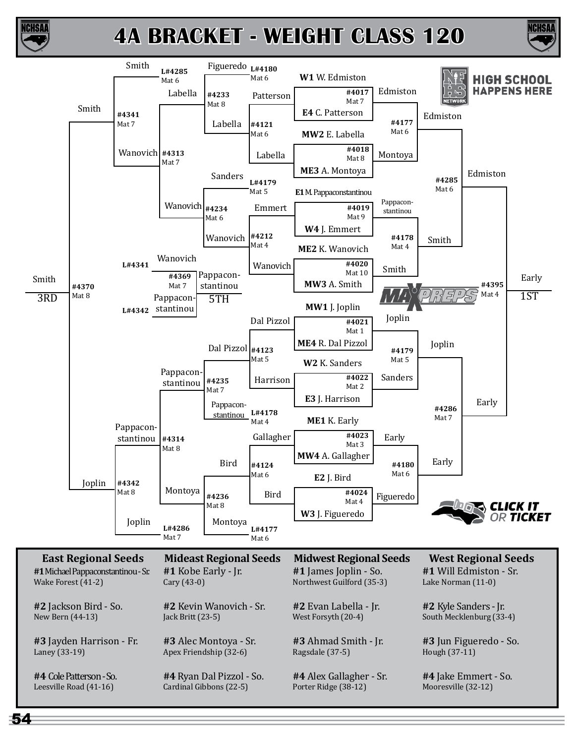# 4A BRACKET - WEIGHT CLASS 120

## Championship Bracket

**First Round**

| Match | Mat | Wrestler 1 | Wrestler 2 | Winner |
|---|---|---|---|---|
| #4017 | Mat 7 | W1 W. Edmiston | E4 C. Patterson | Edmiston |
| #4018 | Mat 8 | MW2 E. Labella | ME3 A. Montoya | Montoya |
| #4019 | Mat 9 | E1 M. Pappaconstantinou | W4 J. Emmert | Pappaconstantinou |
| #4020 | Mat 10 | ME2 K. Wanovich | MW3 A. Smith | Smith |
| #4021 | Mat 1 | MW1 J. Joplin | ME4 R. Dal Pizzol | Joplin |
| #4022 | Mat 2 | W2 K. Sanders | E3 J. Harrison | Sanders |
| #4023 | Mat 3 | ME1 K. Early | MW4 A. Gallagher | Early |
| #4024 | Mat 4 | E2 J. Bird | W3 J. Figueredo | Figueredo |

**Quarterfinals**

| Match | Mat | Wrestler 1 | Wrestler 2 | Winner |
|---|---|---|---|---|
| #4177 | Mat 6 | Edmiston | Montoya | Edmiston |
| #4178 | Mat 4 | Pappaconstantinou | Smith | Smith |
| #4179 | Mat 5 | Joplin | Sanders | Joplin |
| #4180 | Mat 6 | Early | Figueredo | Early |

**Semifinals**

| Match | Mat | Wrestler 1 | Wrestler 2 | Winner |
|---|---|---|---|---|
| #4285 | Mat 6 | Edmiston | Smith | Edmiston |
| #4286 | Mat 7 | Joplin | Early | Early |

**Final**

| Match | Mat | Wrestler 1 | Wrestler 2 | Winner |
|---|---|---|---|---|
| #4395 | Mat 4 | Edmiston | Early | Early – 1ST |

## Consolation Bracket

| Match | Mat | Wrestler 1 | Wrestler 2 | Winner |
|---|---|---|---|---|
| #4121 | Mat 6 | Patterson | Labella | Labella |
| #4212 | Mat 4 | Emmert | Wanovich | Wanovich |
| #4123 | Mat 5 | Dal Pizzol | Harrison | Dal Pizzol |
| #4124 | Mat 6 | Gallagher | Bird | Bird |
| #4233 | Mat 8 | Figueredo (L#4180, Mat 6) | Labella | Labella |
| #4234 | Mat 6 | Sanders (L#4179, Mat 5) | Wanovich | Wanovich |
| #4235 | Mat 7 | Dal Pizzol | Pappaconstantinou (L#4178, Mat 4) | Pappaconstantinou |
| #4236 | Mat 8 | Bird | Montoya (L#4177, Mat 6) | Montoya |
| #4313 | Mat 7 | Labella | Wanovich | Wanovich |
| #4314 | Mat 8 | Pappaconstantinou | Montoya | Pappaconstantinou |
| #4341 | Mat 7 | Smith (L#4285, Mat 6) | Wanovich | Smith |
| #4342 | Mat 8 | Pappaconstantinou | Joplin (L#4286, Mat 7) | Joplin |
| #4370 | Mat 8 | Smith | Joplin | Smith – 3RD |
| #4369 | Mat 7 | Wanovich (L#4341) | Pappaconstantinou (L#4342) | Pappaconstantinou – 5TH |

## Regional Seeds

| East Regional Seeds | Mideast Regional Seeds | Midwest Regional Seeds | West Regional Seeds |
|---|---|---|---|
| **#1** Michael Pappaconstantinou - Sr. Wake Forest (41-2) | **#1** Kobe Early - Jr. Cary (43-0) | **#1** James Joplin - So. Northwest Guilford (35-3) | **#1** Will Edmiston - Sr. Lake Norman (11-0) |
| **#2** Jackson Bird - So. New Bern (44-13) | **#2** Kevin Wanovich - Sr. Jack Britt (23-5) | **#2** Evan Labella - Jr. West Forsyth (20-4) | **#2** Kyle Sanders - Jr. South Mecklenburg (33-4) |
| **#3** Jayden Harrison - Fr. Laney (33-19) | **#3** Alec Montoya - Sr. Apex Friendship (32-6) | **#3** Ahmad Smith - Jr. Ragsdale (37-5) | **#3** Jun Figueredo - So. Hough (37-11) |
| **#4** Cole Patterson - So. Leesville Road (41-16) | **#4** Ryan Dal Pizzol - So. Cardinal Gibbons (22-5) | **#4** Alex Gallagher - Sr. Porter Ridge (38-12) | **#4** Jake Emmert - So. Mooresville (32-12) |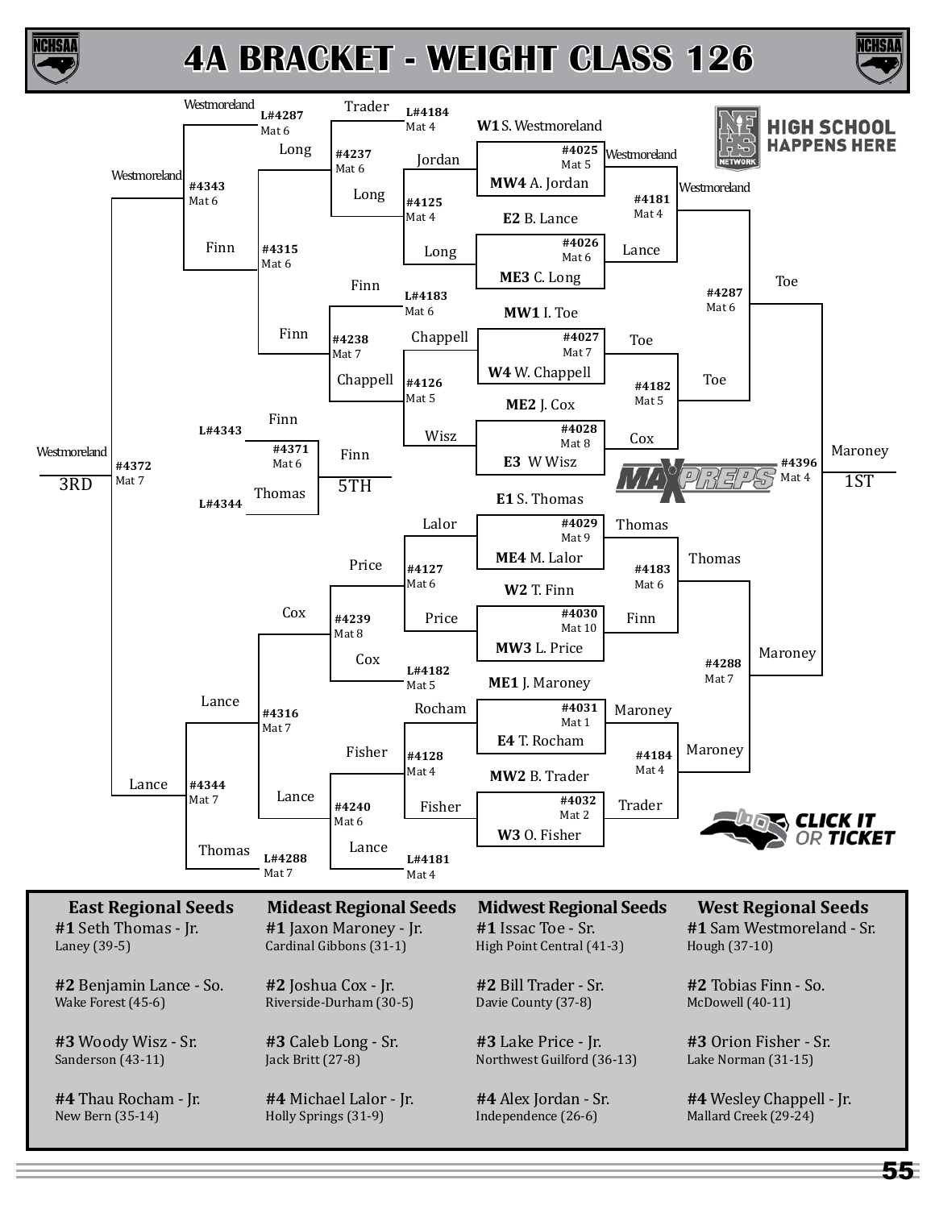# 4A BRACKET - WEIGHT CLASS 126

## Championship Bracket

### First Round

| Bout | Mat | Wrestler 1 | Wrestler 2 | Winner |
|---|---|---|---|---|
| #4025 | Mat 5 | W1 S. Westmoreland | MW4 A. Jordan | Westmoreland |
| #4026 | Mat 6 | E2 B. Lance | ME3 C. Long | Lance |
| #4027 | Mat 7 | MW1 I. Toe | W4 W. Chappell | Toe |
| #4028 | Mat 8 | ME2 J. Cox | E3 W Wisz | Cox |
| #4029 | Mat 9 | E1 S. Thomas | ME4 M. Lalor | Thomas |
| #4030 | Mat 10 | W2 T. Finn | MW3 L. Price | Finn |
| #4031 | Mat 1 | ME1 J. Maroney | E4 T. Rocham | Maroney |
| #4032 | Mat 2 | MW2 B. Trader | W3 O. Fisher | Trader |

### Quarterfinals

| Bout | Mat | Wrestler 1 | Wrestler 2 | Winner |
|---|---|---|---|---|
| #4181 | Mat 4 | Westmoreland | Lance | Westmoreland |
| #4182 | Mat 5 | Toe | Cox | Toe |
| #4183 | Mat 6 | Thomas | Finn | Thomas |
| #4184 | Mat 4 | Maroney | Trader | Maroney |

### Semifinals

| Bout | Mat | Wrestler 1 | Wrestler 2 | Winner |
|---|---|---|---|---|
| #4287 | Mat 6 | Westmoreland | Toe | Toe |
| #4288 | Mat 7 | Thomas | Maroney | Maroney |

### Final

| Bout | Mat | Wrestler 1 | Wrestler 2 | Winner |
|---|---|---|---|---|
| #4396 | Mat 4 | Toe | Maroney | Maroney – 1ST |

## Consolation Bracket

### First Round

| Bout | Mat | Wrestler 1 | Wrestler 2 | Winner |
|---|---|---|---|---|
| #4125 | Mat 4 | Jordan | Long | Long |
| #4126 | Mat 5 | Chappell | Wisz | Chappell |
| #4127 | Mat 6 | Lalor | Price | Price |
| #4128 | Mat 4 | Rocham | Fisher | Fisher |

### Second Round

| Bout | Mat | Wrestler 1 | Wrestler 2 | Winner |
|---|---|---|---|---|
| #4237 | Mat 6 | Trader (L#4184) | Long | Long |
| #4238 | Mat 7 | Finn (L#4183) | Chappell | Finn |
| #4239 | Mat 8 | Price | Cox (L#4182) | Cox |
| #4240 | Mat 6 | Fisher | Lance (L#4181) | Lance |

### Third Round

| Bout | Mat | Wrestler 1 | Wrestler 2 | Winner |
|---|---|---|---|---|
| #4315 | Mat 6 | Long | Finn | Finn |
| #4316 | Mat 7 | Cox | Lance | Lance |

### Consolation Semifinals

| Bout | Mat | Wrestler 1 | Wrestler 2 | Winner |
|---|---|---|---|---|
| #4343 | Mat 6 | Westmoreland (L#4287) | Finn | Westmoreland |
| #4344 | Mat 7 | Lance | Thomas (L#4288) | Lance |

### 3rd Place

| Bout | Mat | Wrestler 1 | Wrestler 2 | Winner |
|---|---|---|---|---|
| #4372 | Mat 7 | Westmoreland | Lance | Westmoreland – 3RD |

### 5th Place

| Bout | Mat | Wrestler 1 | Wrestler 2 | Winner |
|---|---|---|---|---|
| #4371 | Mat 6 | Finn (L#4343) | Thomas (L#4344) | Finn – 5TH |

## Regional Seeds

| East Regional Seeds | Mideast Regional Seeds | Midwest Regional Seeds | West Regional Seeds |
|---|---|---|---|
| **#1** Seth Thomas - Jr. Laney (39-5) | **#1** Jaxon Maroney - Jr. Cardinal Gibbons (31-1) | **#1** Issac Toe - Sr. High Point Central (41-3) | **#1** Sam Westmoreland - Sr. Hough (37-10) |
| **#2** Benjamin Lance - So. Wake Forest (45-6) | **#2** Joshua Cox - Jr. Riverside-Durham (30-5) | **#2** Bill Trader - Sr. Davie County (37-8) | **#2** Tobias Finn - So. McDowell (40-11) |
| **#3** Woody Wisz - Sr. Sanderson (43-11) | **#3** Caleb Long - Sr. Jack Britt (27-8) | **#3** Lake Price - Jr. Northwest Guilford (36-13) | **#3** Orion Fisher - Sr. Lake Norman (31-15) |
| **#4** Thau Rocham - Jr. New Bern (35-14) | **#4** Michael Lalor - Jr. Holly Springs (31-9) | **#4** Alex Jordan - Sr. Independence (26-6) | **#4** Wesley Chappell - Jr. Mallard Creek (29-24) |

HIGH SCHOOL HAPPENS HERE

CLICK IT OR TICKET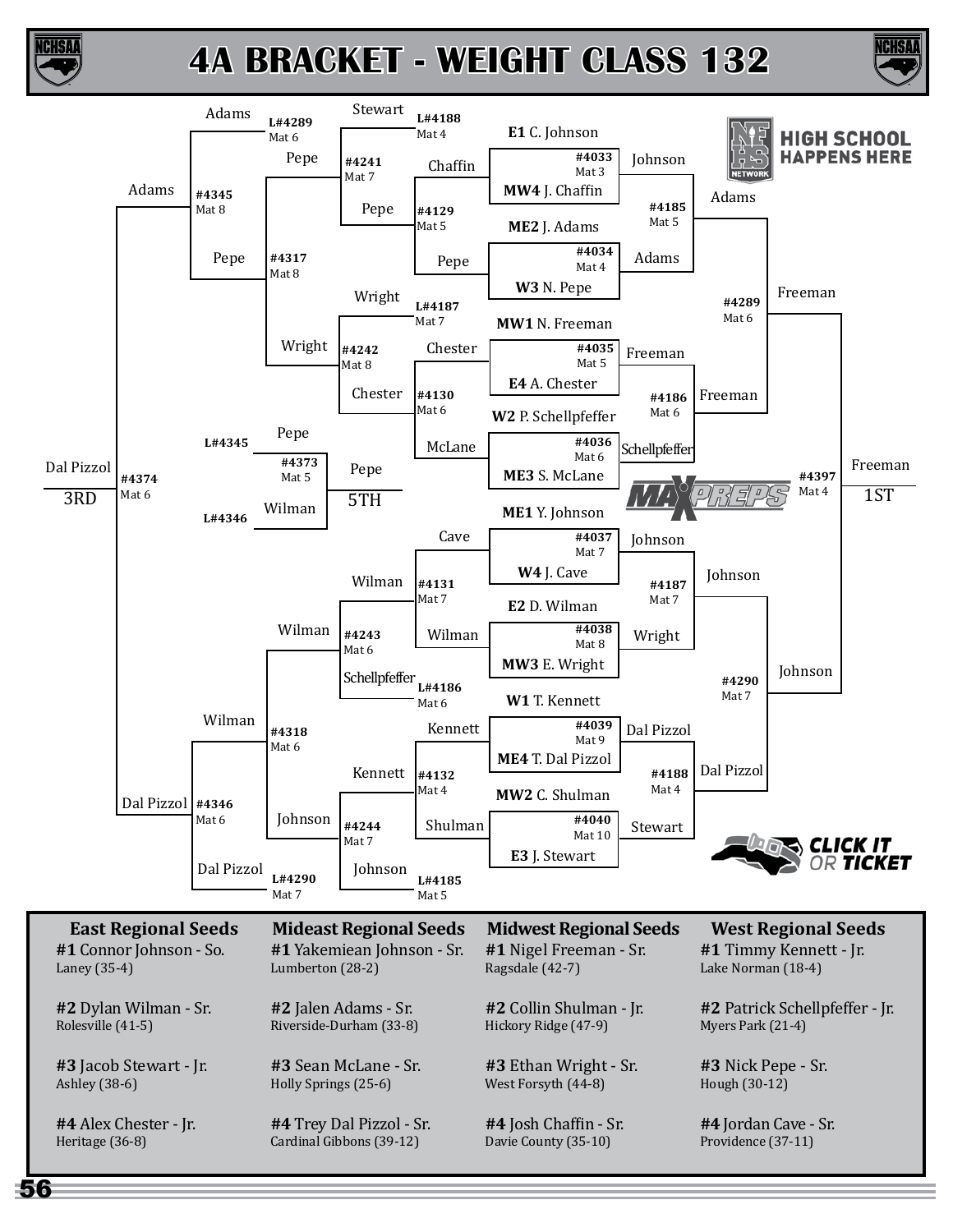# 4A BRACKET - WEIGHT CLASS 132

## Championship Bracket

### First Round

| Match | Mat | Wrestler 1 | Wrestler 2 | Winner |
|---|---|---|---|---|
| #4033 | Mat 3 | E1 C. Johnson | MW4 J. Chaffin | Johnson |
| #4034 | Mat 4 | ME2 J. Adams | W3 N. Pepe | Adams |
| #4035 | Mat 5 | MW1 N. Freeman | E4 A. Chester | Freeman |
| #4036 | Mat 6 | W2 P. Schellpfeffer | ME3 S. McLane | Schellpfeffer |
| #4037 | Mat 7 | ME1 Y. Johnson | W4 J. Cave | Johnson |
| #4038 | Mat 8 | E2 D. Wilman | MW3 E. Wright | Wright |
| #4039 | Mat 9 | W1 T. Kennett | ME4 T. Dal Pizzol | Dal Pizzol |
| #4040 | Mat 10 | MW2 C. Shulman | E3 J. Stewart | Stewart |

### Quarterfinals

| Match | Mat | Wrestler 1 | Wrestler 2 | Winner |
|---|---|---|---|---|
| #4185 | Mat 5 | Johnson | Adams | Adams |
| #4186 | Mat 6 | Freeman | Schellpfeffer | Freeman |
| #4187 | Mat 7 | Johnson | Wright | Johnson |
| #4188 | Mat 4 | Dal Pizzol | Stewart | Dal Pizzol |

### Semifinals

| Match | Mat | Wrestler 1 | Wrestler 2 | Winner |
|---|---|---|---|---|
| #4289 | Mat 6 | Adams | Freeman | Freeman |
| #4290 | Mat 7 | Johnson | Dal Pizzol | Johnson |

### Final

| Match | Mat | Wrestler 1 | Wrestler 2 | Winner |
|---|---|---|---|---|
| #4397 | Mat 4 | Freeman | Johnson | Freeman 1ST |

## Consolation Bracket

| Match | Mat | Wrestler 1 | Wrestler 2 | Winner |
|---|---|---|---|---|
| #4129 | Mat 5 | Chaffin | Pepe | Pepe |
| #4130 | Mat 6 | Chester | McLane | Chester |
| #4131 | Mat 7 | Cave | Wilman | Wilman |
| #4132 | Mat 4 | Kennett | Shulman | Kennett |
| #4241 | Mat 7 | Stewart (L#4188) | Pepe | Pepe |
| #4242 | Mat 8 | Wright (L#4187) | Chester | Wright |
| #4243 | Mat 6 | Wilman | Schellpfeffer (L#4186) | Wilman |
| #4244 | Mat 7 | Kennett | Johnson (L#4185) | Johnson |
| #4317 | Mat 8 | Pepe | Wright | Pepe |
| #4318 | Mat 6 | Wilman | Johnson | Wilman |
| #4345 | Mat 8 | Adams (L#4289) | Pepe | Adams |
| #4346 | Mat 6 | Wilman | Dal Pizzol (L#4290) | Dal Pizzol |
| #4374 | Mat 6 | Adams | Dal Pizzol | Dal Pizzol 3RD |
| #4373 | Mat 5 | Pepe (L#4345) | Wilman (L#4346) | Pepe 5TH |

## Regional Seeds

**East Regional Seeds**
- **#1** Connor Johnson - So. — Laney (35-4)
- **#2** Dylan Wilman - Sr. — Rolesville (41-5)
- **#3** Jacob Stewart - Jr. — Ashley (38-6)
- **#4** Alex Chester - Jr. — Heritage (36-8)

**Mideast Regional Seeds**
- **#1** Yakemiean Johnson - Sr. — Lumberton (28-2)
- **#2** Jalen Adams - Sr. — Riverside-Durham (33-8)
- **#3** Sean McLane - Sr. — Holly Springs (25-6)
- **#4** Trey Dal Pizzol - Sr. — Cardinal Gibbons (39-12)

**Midwest Regional Seeds**
- **#1** Nigel Freeman - Sr. — Ragsdale (42-7)
- **#2** Collin Shulman - Jr. — Hickory Ridge (47-9)
- **#3** Ethan Wright - Sr. — West Forsyth (44-8)
- **#4** Josh Chaffin - Sr. — Davie County (35-10)

**West Regional Seeds**
- **#1** Timmy Kennett - Jr. — Lake Norman (18-4)
- **#2** Patrick Schellpfeffer - Jr. — Myers Park (21-4)
- **#3** Nick Pepe - Sr. — Hough (30-12)
- **#4** Jordan Cave - Sr. — Providence (37-11)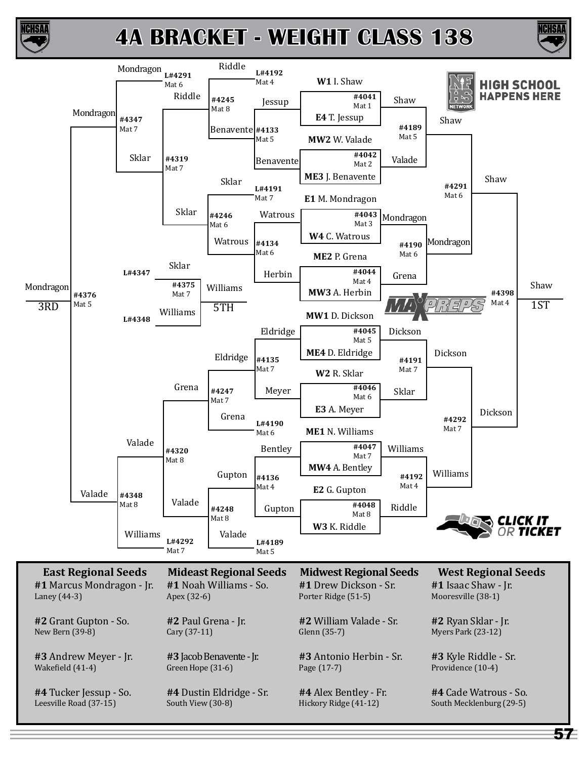# 4A BRACKET - WEIGHT CLASS 138

## Championship Bracket

**First Round**

| Match | Mat | Wrestler 1 | Wrestler 2 | Winner |
|---|---|---|---|---|
| #4041 | Mat 1 | W1 I. Shaw | E4 T. Jessup | Shaw |
| #4042 | Mat 2 | MW2 W. Valade | ME3 J. Benavente | Valade |
| #4043 | Mat 3 | E1 M. Mondragon | W4 C. Watrous | Mondragon |
| #4044 | Mat 4 | ME2 P. Grena | MW3 A. Herbin | Grena |
| #4045 | Mat 5 | MW1 D. Dickson | ME4 D. Eldridge | Dickson |
| #4046 | Mat 6 | W2 R. Sklar | E3 A. Meyer | Sklar |
| #4047 | Mat 7 | ME1 N. Williams | MW4 A. Bentley | Williams |
| #4048 | Mat 8 | E2 G. Gupton | W3 K. Riddle | Riddle |

**Quarterfinals**

| Match | Mat | Wrestler 1 | Wrestler 2 | Winner |
|---|---|---|---|---|
| #4189 | Mat 5 | Shaw | Valade | Shaw |
| #4190 | Mat 6 | Mondragon | Grena | Mondragon |
| #4191 | Mat 7 | Dickson | Sklar | Dickson |
| #4192 | Mat 4 | Williams | Riddle | Williams |

**Semifinals**

| Match | Mat | Wrestler 1 | Wrestler 2 | Winner |
|---|---|---|---|---|
| #4291 | Mat 6 | Shaw | Mondragon | Shaw |
| #4292 | Mat 7 | Dickson | Williams | Dickson |

**Final**

| Match | Mat | Wrestler 1 | Wrestler 2 | Winner |
|---|---|---|---|---|
| #4398 | Mat 4 | Shaw | Dickson | Shaw – 1ST |

## Consolation Bracket

| Match | Mat | Wrestler 1 | Wrestler 2 | Winner |
|---|---|---|---|---|
| #4133 | Mat 5 | Jessup | Benavente | Benavente |
| #4134 | Mat 6 | Watrous | Herbin | Watrous |
| #4135 | Mat 7 | Eldridge | Meyer | Eldridge |
| #4136 | Mat 4 | Bentley | Gupton | Gupton |
| #4245 | Mat 8 | Riddle (L#4192) | Benavente | Riddle |
| #4246 | Mat 6 | Sklar (L#4191) | Watrous | Sklar |
| #4247 | Mat 7 | Eldridge | Grena (L#4190) | Grena |
| #4248 | Mat 8 | Gupton | Valade (L#4189) | Valade |
| #4319 | Mat 7 | Riddle | Sklar | Sklar |
| #4320 | Mat 8 | Grena | Valade | Valade |
| #4347 | Mat 7 | Mondragon (L#4291) | Sklar | Mondragon |
| #4348 | Mat 8 | Valade | Williams (L#4292) | Valade |
| #4376 | Mat 5 | Mondragon | Valade | Mondragon – 3RD |
| #4375 | Mat 7 | Sklar (L#4347) | Williams (L#4348) | Williams – 5TH |

## Regional Seeds

| East Regional Seeds | Mideast Regional Seeds | Midwest Regional Seeds | West Regional Seeds |
|---|---|---|---|
| #1 Marcus Mondragon - Jr. Laney (44-3) | #1 Noah Williams - So. Apex (32-6) | #1 Drew Dickson - Sr. Porter Ridge (51-5) | #1 Isaac Shaw - Jr. Mooresville (38-1) |
| #2 Grant Gupton - So. New Bern (39-8) | #2 Paul Grena - Jr. Cary (37-11) | #2 William Valade - Sr. Glenn (35-7) | #2 Ryan Sklar - Jr. Myers Park (23-12) |
| #3 Andrew Meyer - Jr. Wakefield (41-4) | #3 Jacob Benavente - Jr. Green Hope (31-6) | #3 Antonio Herbin - Sr. Page (17-7) | #3 Kyle Riddle - Sr. Providence (10-4) |
| #4 Tucker Jessup - So. Leesville Road (37-15) | #4 Dustin Eldridge - Sr. South View (30-8) | #4 Alex Bentley - Fr. Hickory Ridge (41-12) | #4 Cade Watrous - So. South Mecklenburg (29-5) |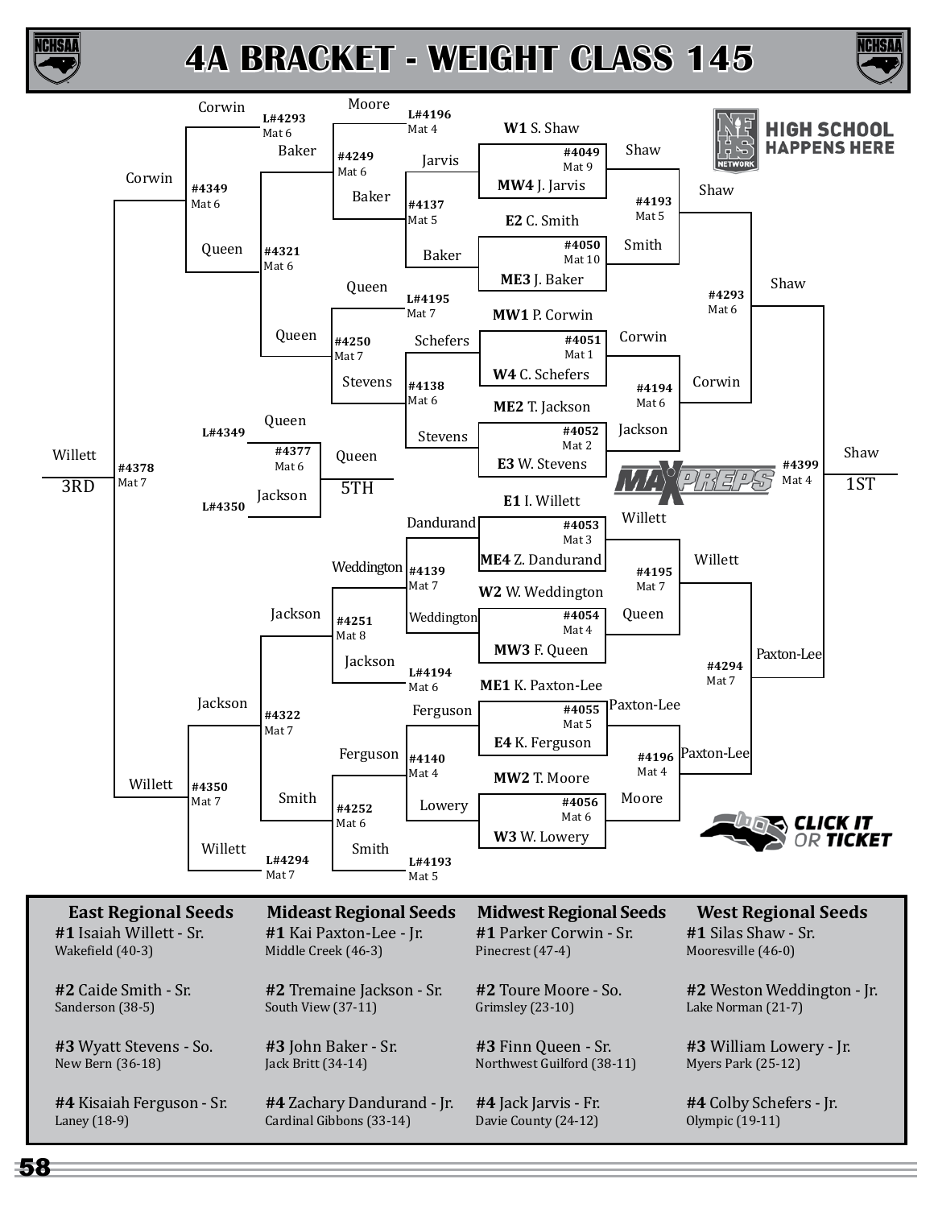# 4A BRACKET - WEIGHT CLASS 145

## Championship Bracket

| Bout | Mat | Wrestler 1 | Wrestler 2 | Winner |
|---|---|---|---|---|
| #4049 | Mat 9 | W1 S. Shaw | MW4 J. Jarvis | Shaw |
| #4050 | Mat 10 | E2 C. Smith | ME3 J. Baker | Smith |
| #4051 | Mat 1 | MW1 P. Corwin | W4 C. Schefers | Corwin |
| #4052 | Mat 2 | ME2 T. Jackson | E3 W. Stevens | Jackson |
| #4053 | Mat 3 | E1 I. Willett | ME4 Z. Dandurand | Willett |
| #4054 | Mat 4 | W2 W. Weddington | MW3 F. Queen | Queen |
| #4055 | Mat 5 | ME1 K. Paxton-Lee | E4 K. Ferguson | Paxton-Lee |
| #4056 | Mat 6 | MW2 T. Moore | W3 W. Lowery | Moore |
| #4193 | Mat 5 | Shaw | Smith | Shaw |
| #4194 | Mat 6 | Corwin | Jackson | Corwin |
| #4195 | Mat 7 | Willett | Queen | Willett |
| #4196 | Mat 4 | Paxton-Lee | Moore | Paxton-Lee |
| #4293 | Mat 6 | Shaw | Corwin | Shaw |
| #4294 | Mat 7 | Willett | Paxton-Lee | Paxton-Lee |
| #4399 | Mat 4 | Shaw | Paxton-Lee | Shaw (1ST) |

## Consolation Bracket

| Bout | Mat | Wrestler 1 | Wrestler 2 | Winner |
|---|---|---|---|---|
| #4137 | Mat 5 | Jarvis | Baker | Baker |
| #4138 | Mat 6 | Schefers | Stevens | Stevens |
| #4139 | Mat 7 | Dandurand | Weddington | Weddington |
| #4140 | Mat 4 | Ferguson | Lowery | Ferguson |
| #4249 | Mat 6 | Moore (L#4196, Mat 4) | Baker | Baker |
| #4250 | Mat 7 | Queen (L#4195, Mat 7) | Stevens | Queen |
| #4251 | Mat 8 | Weddington | Jackson (L#4194, Mat 6) | Jackson |
| #4252 | Mat 6 | Ferguson | Smith (L#4193, Mat 5) | Smith |
| #4321 | Mat 6 | Baker | Queen | Queen |
| #4322 | Mat 7 | Jackson | Smith | Jackson |
| #4349 | Mat 6 | Corwin (L#4293, Mat 6) | Queen | Corwin |
| #4350 | Mat 7 | Jackson | Willett (L#4294, Mat 7) | Willett |
| #4377 | Mat 6 | Queen (L#4349) | Jackson (L#4350) | Queen (5TH) |
| #4378 | Mat 7 | Corwin | Willett | Willett (3RD) |

## Seeds

| East Regional Seeds | Mideast Regional Seeds | Midwest Regional Seeds | West Regional Seeds |
|---|---|---|---|
| **#1** Isaiah Willett - Sr. Wakefield (40-3) | **#1** Kai Paxton-Lee - Jr. Middle Creek (46-3) | **#1** Parker Corwin - Sr. Pinecrest (47-4) | **#1** Silas Shaw - Sr. Mooresville (46-0) |
| **#2** Caide Smith - Sr. Sanderson (38-5) | **#2** Tremaine Jackson - Sr. South View (37-11) | **#2** Toure Moore - So. Grimsley (23-10) | **#2** Weston Weddington - Jr. Lake Norman (21-7) |
| **#3** Wyatt Stevens - So. New Bern (36-18) | **#3** John Baker - Sr. Jack Britt (34-14) | **#3** Finn Queen - Sr. Northwest Guilford (38-11) | **#3** William Lowery - Jr. Myers Park (25-12) |
| **#4** Kisaiah Ferguson - Sr. Laney (18-9) | **#4** Zachary Dandurand - Jr. Cardinal Gibbons (33-14) | **#4** Jack Jarvis - Fr. Davie County (24-12) | **#4** Colby Schefers - Jr. Olympic (19-11) |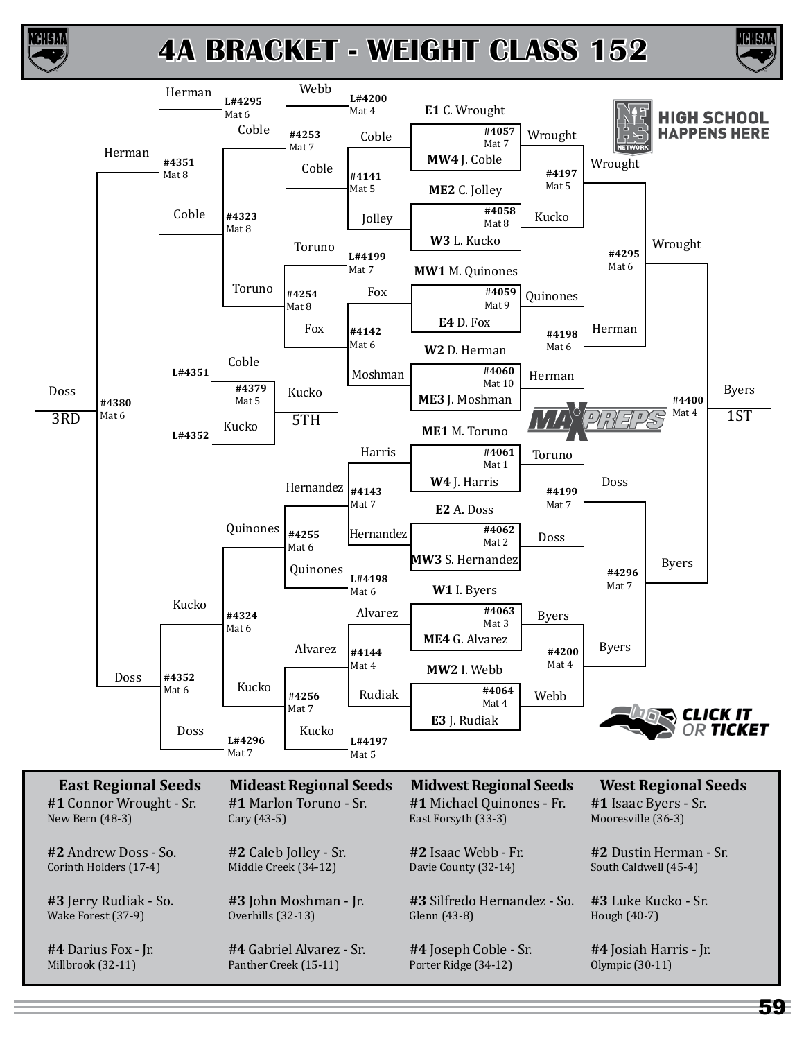# 4A BRACKET - WEIGHT CLASS 152

## Championship Bracket – First Round

| Bout | Mat | Wrestler 1 | Wrestler 2 | Winner |
|---|---|---|---|---|
| #4057 | Mat 7 | E1 C. Wrought | MW4 J. Coble | Wrought |
| #4058 | Mat 8 | ME2 C. Jolley | W3 L. Kucko | Kucko |
| #4059 | Mat 9 | MW1 M. Quinones | E4 D. Fox | Quinones |
| #4060 | Mat 10 | W2 D. Herman | ME3 J. Moshman | Herman |
| #4061 | Mat 1 | ME1 M. Toruno | W4 J. Harris | Toruno |
| #4062 | Mat 2 | E2 A. Doss | MW3 S. Hernandez | Doss |
| #4063 | Mat 3 | W1 I. Byers | ME4 G. Alvarez | Byers |
| #4064 | Mat 4 | MW2 I. Webb | E3 J. Rudiak | Webb |

## Championship Quarterfinals / Semifinals / Final

| Bout | Mat | Wrestler 1 | Wrestler 2 | Winner |
|---|---|---|---|---|
| #4197 | Mat 5 | Wrought | Kucko | Wrought |
| #4198 | Mat 6 | Quinones | Herman | Herman |
| #4199 | Mat 7 | Toruno | Doss | Doss |
| #4200 | Mat 4 | Byers | Webb | Byers |
| #4295 | Mat 6 | Wrought | Herman | Wrought |
| #4296 | Mat 7 | Doss | Byers | Byers |
| #4400 | Mat 4 | Wrought | Byers | Byers – 1ST |

## Consolation Bracket

| Bout | Mat | Wrestler 1 | Wrestler 2 | Winner |
|---|---|---|---|---|
| #4141 | Mat 5 | Coble | Jolley | Coble |
| #4142 | Mat 6 | Fox | Moshman | Fox |
| #4143 | Mat 7 | Harris | Hernandez | Hernandez |
| #4144 | Mat 4 | Alvarez | Rudiak | Alvarez |
| #4253 | Mat 7 | Webb (L#4200) | Coble | Coble |
| #4254 | Mat 8 | Toruno (L#4199) | Fox | Toruno |
| #4255 | Mat 6 | Hernandez | Quinones (L#4198) | Quinones |
| #4256 | Mat 7 | Alvarez | Kucko (L#4197) | Kucko |
| #4323 | Mat 8 | Coble | Toruno | Coble |
| #4324 | Mat 6 | Quinones | Kucko | Kucko |
| #4351 | Mat 8 | Herman (L#4295) | Coble | Herman |
| #4352 | Mat 6 | Kucko | Doss (L#4296) | Doss |
| #4379 | Mat 5 | Coble (L#4351) | Kucko (L#4352) | Kucko – 5TH |
| #4380 | Mat 6 | Herman | Doss | Doss – 3RD |

## Seeds

| East Regional Seeds | Mideast Regional Seeds | Midwest Regional Seeds | West Regional Seeds |
|---|---|---|---|
| #1 Connor Wrought - Sr. New Bern (48-3) | #1 Marlon Toruno - Sr. Cary (43-5) | #1 Michael Quinones - Fr. East Forsyth (33-3) | #1 Isaac Byers - Sr. Mooresville (36-3) |
| #2 Andrew Doss - So. Corinth Holders (17-4) | #2 Caleb Jolley - Sr. Middle Creek (34-12) | #2 Isaac Webb - Fr. Davie County (32-14) | #2 Dustin Herman - Sr. South Caldwell (45-4) |
| #3 Jerry Rudiak - So. Wake Forest (37-9) | #3 John Moshman - Jr. Overhills (32-13) | #3 Silfredo Hernandez - So. Glenn (43-8) | #3 Luke Kucko - Sr. Hough (40-7) |
| #4 Darius Fox - Jr. Millbrook (32-11) | #4 Gabriel Alvarez - Sr. Panther Creek (15-11) | #4 Joseph Coble - Sr. Porter Ridge (34-12) | #4 Josiah Harris - Jr. Olympic (30-11) |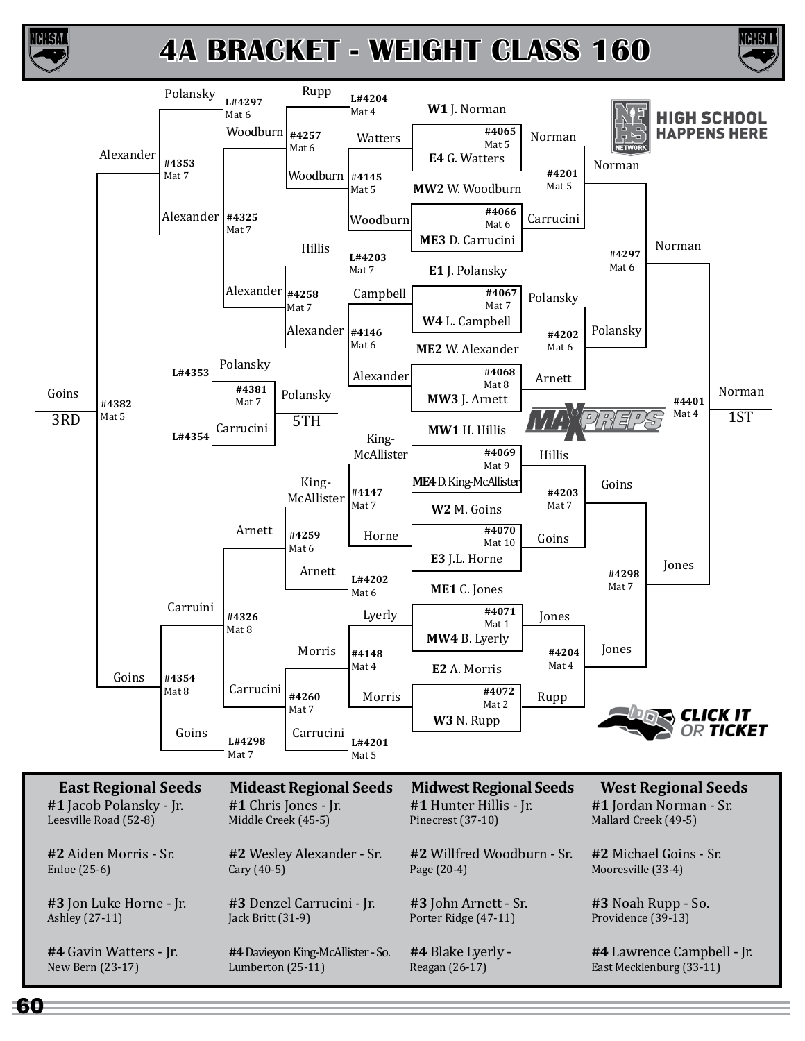# 4A BRACKET - WEIGHT CLASS 160

## Championship Bracket

### First Round

| Match | Mat | Wrestler 1 | Wrestler 2 | Winner |
|---|---|---|---|---|
| #4065 | Mat 5 | W1 J. Norman | E4 G. Watters | Watters |
| #4066 | Mat 6 | MW2 W. Woodburn | ME3 D. Carrucini | Woodburn |
| #4067 | Mat 7 | E1 J. Polansky | W4 L. Campbell | Campbell |
| #4068 | Mat 8 | ME2 W. Alexander | MW3 J. Arnett | Alexander |
| #4069 | Mat 9 | MW1 H. Hillis | ME4 D. King-McAllister | King-McAllister |
| #4070 | Mat 10 | W2 M. Goins | E3 J.L. Horne | Horne |
| #4071 | Mat 1 | ME1 C. Jones | MW4 B. Lyerly | Lyerly |
| #4072 | Mat 2 | E2 A. Morris | W3 N. Rupp | Morris |

### Championship Bracket Results

| Match | Mat | Winner |
|---|---|---|
| #4201 | Mat 5 | Norman (Norman vs. Carrucini) |
| #4202 | Mat 6 | Polansky (Polansky vs. Arnett) |
| #4203 | Mat 7 | Goins (Hillis vs. Goins) |
| #4204 | Mat 4 | Jones (Jones vs. Rupp) |
| #4297 | Mat 6 | Norman (Norman vs. Polansky) |
| #4298 | Mat 7 | Jones (Goins vs. Jones) |
| #4401 | Mat 4 | Norman — 1ST |

### Consolation Bracket

| Match | Mat | Competitors | Winner |
|---|---|---|---|
| #4145 | Mat 5 | Watters vs. Woodburn | Woodburn |
| #4146 | Mat 6 | Campbell vs. Alexander | Alexander |
| #4147 | Mat 7 | King-McAllister vs. Horne | King-McAllister |
| #4148 | Mat 4 | Lyerly vs. Morris | Morris |
| #4257 | Mat 6 | Rupp (L#4204) vs. Woodburn | Woodburn |
| #4258 | Mat 7 | Hillis (L#4203) vs. Alexander | Alexander |
| #4259 | Mat 6 | King-McAllister vs. Arnett (L#4202) | Arnett |
| #4260 | Mat 7 | Morris vs. Carrucini (L#4201) | Carrucini |
| #4325 | Mat 7 | Woodburn vs. Alexander | Alexander |
| #4326 | Mat 8 | Arnett vs. Carrucini | Carruini |
| #4353 | Mat 7 | Polansky (L#4297) vs. Alexander | Alexander |
| #4354 | Mat 8 | Carruini vs. Goins (L#4298) | Goins |
| #4382 | Mat 5 | Alexander vs. Goins | Goins — 3RD |
| #4381 | Mat 7 | Polansky (L#4353) vs. Carrucini (L#4354) | Polansky — 5TH |

| East Regional Seeds | Mideast Regional Seeds | Midwest Regional Seeds | West Regional Seeds |
|---|---|---|---|
| **#1** Jacob Polansky - Jr. Leesville Road (52-8) | **#1** Chris Jones - Jr. Middle Creek (45-5) | **#1** Hunter Hillis - Jr. Pinecrest (37-10) | **#1** Jordan Norman - Sr. Mallard Creek (49-5) |
| **#2** Aiden Morris - Sr. Enloe (25-6) | **#2** Wesley Alexander - Sr. Cary (40-5) | **#2** Willfred Woodburn - Sr. Page (20-4) | **#2** Michael Goins - Sr. Mooresville (33-4) |
| **#3** Jon Luke Horne - Jr. Ashley (27-11) | **#3** Denzel Carrucini - Jr. Jack Britt (31-9) | **#3** John Arnett - Sr. Porter Ridge (47-11) | **#3** Noah Rupp - So. Providence (39-13) |
| **#4** Gavin Watters - Jr. New Bern (23-17) | **#4** Davieyon King-McAllister - So. Lumberton (25-11) | **#4** Blake Lyerly - Reagan (26-17) | **#4** Lawrence Campbell - Jr. East Mecklenburg (33-11) |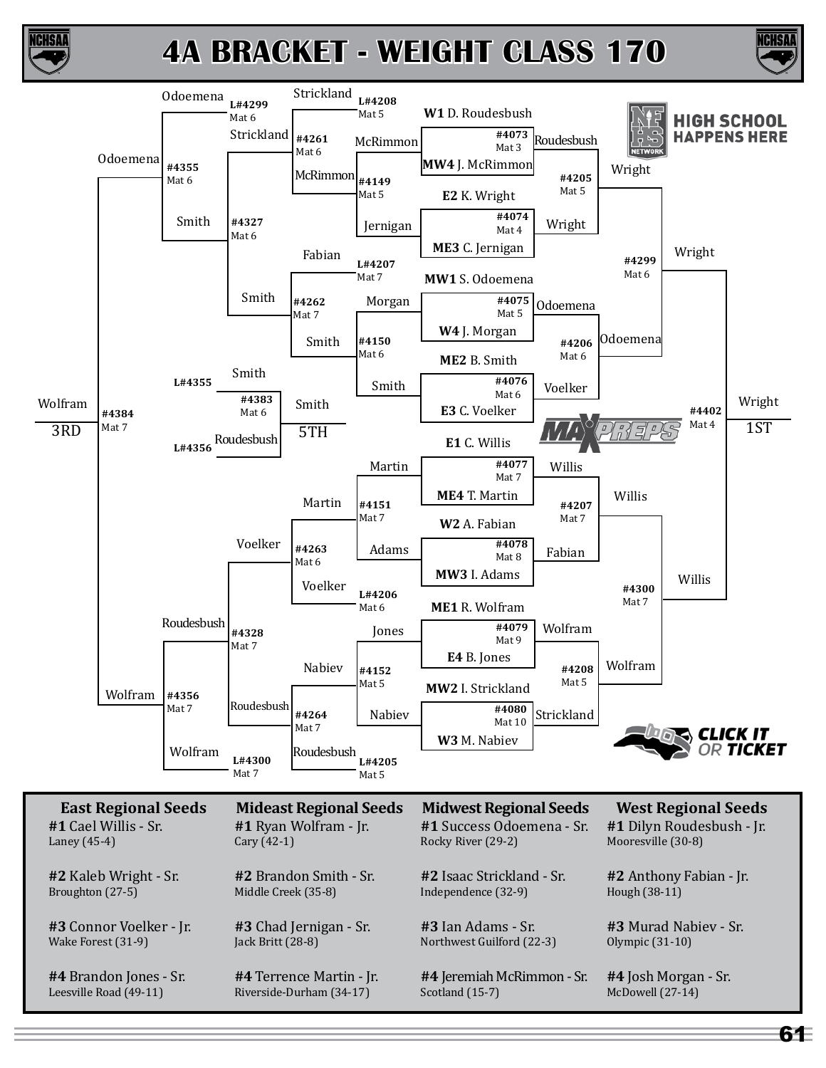# 4A BRACKET - WEIGHT CLASS 170

## Championship Bracket

| Match | Mat | Wrestler 1 | Wrestler 2 | Winner |
|---|---|---|---|---|
| #4073 | Mat 3 | W1 D. Roudesbush | MW4 J. McRimmon | Roudesbush |
| #4074 | Mat 4 | E2 K. Wright | ME3 C. Jernigan | Wright |
| #4075 | Mat 5 | MW1 S. Odoemena | W4 J. Morgan | Odoemena |
| #4076 | Mat 6 | ME2 B. Smith | E3 C. Voelker | Voelker |
| #4077 | Mat 7 | E1 C. Willis | ME4 T. Martin | Willis |
| #4078 | Mat 8 | W2 A. Fabian | MW3 I. Adams | Fabian |
| #4079 | Mat 9 | ME1 R. Wolfram | E4 B. Jones | Wolfram |
| #4080 | Mat 10 | MW2 I. Strickland | W3 M. Nabiev | Strickland |
| #4205 | Mat 5 | Roudesbush | Wright | Wright |
| #4206 | Mat 6 | Odoemena | Voelker | Odoemena |
| #4207 | Mat 7 | Willis | Fabian | Willis |
| #4208 | Mat 5 | Wolfram | Strickland | Wolfram |
| #4299 | Mat 6 | Wright | Odoemena | Wright |
| #4300 | Mat 7 | Willis | Wolfram | Willis |
| #4402 | Mat 4 | Wright | Willis | Wright |

**1ST: Wright**

## Consolation Bracket

| Match | Mat | Wrestler 1 | Wrestler 2 | Winner |
|---|---|---|---|---|
| #4149 | Mat 5 | McRimmon | Jernigan | McRimmon |
| #4150 | Mat 6 | Morgan | Smith | Smith |
| #4151 | Mat 7 | Martin | Adams | Martin |
| #4152 | Mat 5 | Jones | Nabiev | Nabiev |
| #4261 | Mat 6 | Strickland (L#4208) | McRimmon | Strickland |
| #4262 | Mat 7 | Fabian (L#4207) | Smith | Smith |
| #4263 | Mat 6 | Martin | Voelker (L#4206) | Voelker |
| #4264 | Mat 7 | Nabiev | Roudesbush (L#4205) | Roudesbush |
| #4327 | Mat 6 | Strickland | Smith | Smith |
| #4328 | Mat 7 | Voelker | Roudesbush | Roudesbush |
| #4355 | Mat 6 | Odoemena (L#4299) | Smith | Odoemena |
| #4356 | Mat 7 | Roudesbush | Wolfram (L#4300) | Wolfram |
| #4384 | Mat 7 | Odoemena | Wolfram | Wolfram |
| #4383 | Mat 6 | Smith (L#4355) | Roudesbush (L#4356) | Smith |

**3RD: Wolfram**

**5TH: Smith**

## Regional Seeds

| East Regional Seeds | Mideast Regional Seeds | Midwest Regional Seeds | West Regional Seeds |
|---|---|---|---|
| **#1** Cael Willis - Sr. Laney (45-4) | **#1** Ryan Wolfram - Jr. Cary (42-1) | **#1** Success Odoemena - Sr. Rocky River (29-2) | **#1** Dilyn Roudesbush - Jr. Mooresville (30-8) |
| **#2** Kaleb Wright - Sr. Broughton (27-5) | **#2** Brandon Smith - Sr. Middle Creek (35-8) | **#2** Isaac Strickland - Sr. Independence (32-9) | **#2** Anthony Fabian - Jr. Hough (38-11) |
| **#3** Connor Voelker - Jr. Wake Forest (31-9) | **#3** Chad Jernigan - Sr. Jack Britt (28-8) | **#3** Ian Adams - Sr. Northwest Guilford (22-3) | **#3** Murad Nabiev - Sr. Olympic (31-10) |
| **#4** Brandon Jones - Sr. Leesville Road (49-11) | **#4** Terrence Martin - Jr. Riverside-Durham (34-17) | **#4** Jeremiah McRimmon - Sr. Scotland (15-7) | **#4** Josh Morgan - Sr. McDowell (27-14) |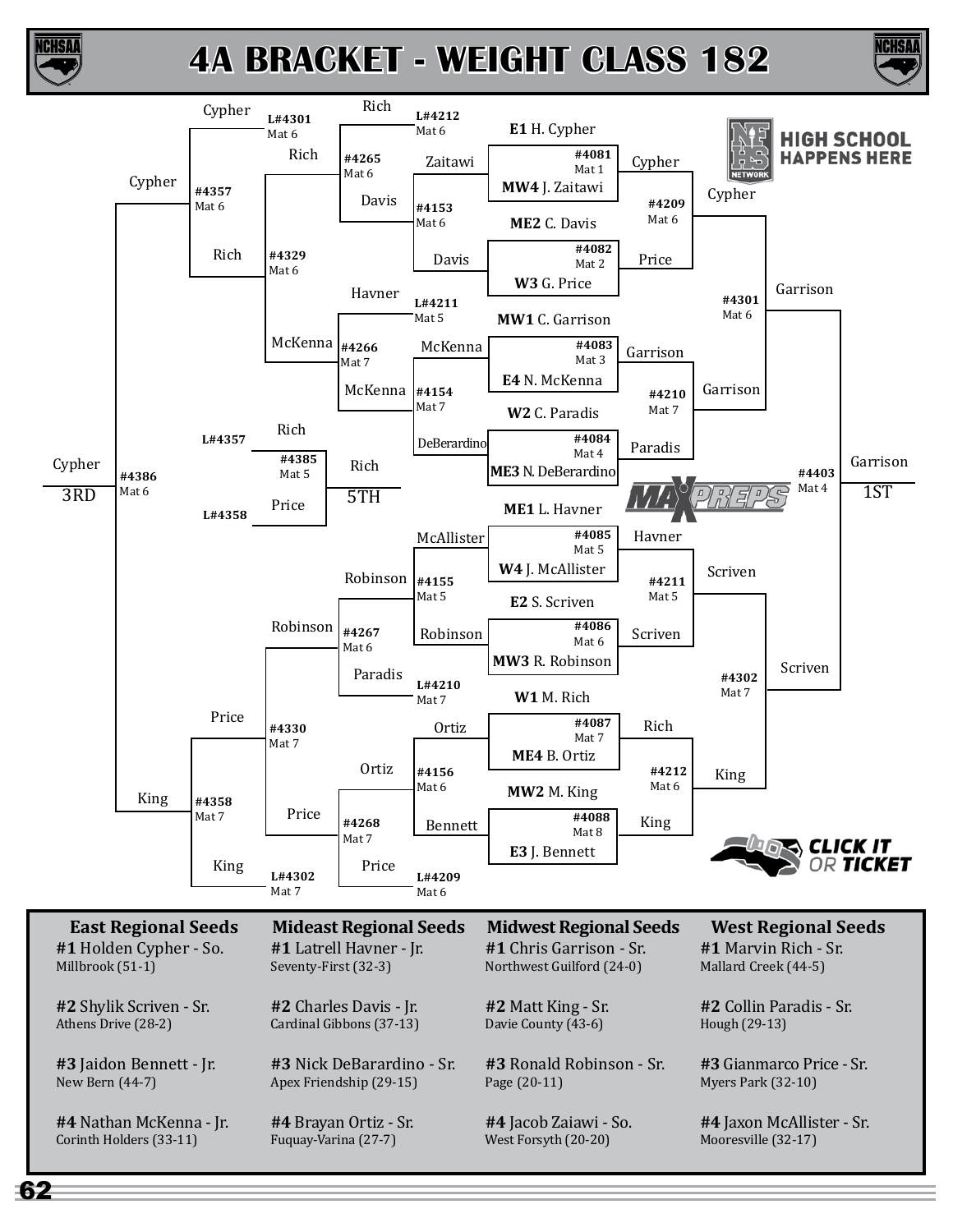# 4A BRACKET - WEIGHT CLASS 182

## Championship Bracket

| Match | Mat | Wrestlers | Winner |
|---|---|---|---|
| #4081 | Mat 1 | E1 H. Cypher vs. MW4 J. Zaitawi | Cypher |
| #4082 | Mat 2 | ME2 C. Davis vs. W3 G. Price | Price |
| #4083 | Mat 3 | MW1 C. Garrison vs. E4 N. McKenna | Garrison |
| #4084 | Mat 4 | W2 C. Paradis vs. ME3 N. DeBerardino | Paradis |
| #4085 | Mat 5 | ME1 L. Havner vs. W4 J. McAllister | Havner |
| #4086 | Mat 6 | E2 S. Scriven vs. MW3 R. Robinson | Scriven |
| #4087 | Mat 7 | W1 M. Rich vs. ME4 B. Ortiz | Rich |
| #4088 | Mat 8 | MW2 M. King vs. E3 J. Bennett | King |
| #4209 | Mat 6 | Cypher vs. Price | Cypher |
| #4210 | Mat 7 | Garrison vs. Paradis | Garrison |
| #4211 | Mat 5 | Havner vs. Scriven | Scriven |
| #4212 | Mat 6 | Rich vs. King | King |
| #4301 | Mat 6 | Cypher vs. Garrison | Garrison |
| #4302 | Mat 7 | Scriven vs. King | Scriven |
| #4403 | Mat 4 | Garrison vs. Scriven | Garrison – 1ST |

## Consolation Bracket

| Match | Mat | Wrestlers | Winner |
|---|---|---|---|
| #4153 | Mat 6 | Zaitawi vs. Davis | Davis |
| #4154 | Mat 7 | McKenna vs. DeBerardino | McKenna |
| #4155 | Mat 5 | McAllister vs. Robinson | Robinson |
| #4156 | Mat 6 | Ortiz vs. Bennett | Ortiz |
| #4265 | Mat 6 | Rich (L#4212) vs. Davis | Rich |
| #4266 | Mat 7 | Havner (L#4211) vs. McKenna | McKenna |
| #4267 | Mat 6 | Robinson vs. Paradis (L#4210) | Robinson |
| #4268 | Mat 7 | Ortiz vs. Price (L#4209) | Price |
| #4329 | Mat 6 | Rich vs. McKenna | Rich |
| #4330 | Mat 7 | Robinson vs. Price | Price |
| #4357 | Mat 6 | Cypher (L#4301) vs. Rich | Cypher |
| #4358 | Mat 7 | Price vs. King (L#4302) | King |
| #4385 | Mat 5 | Rich (L#4357) vs. Price (L#4358) | Rich – 5TH |
| #4386 | Mat 6 | Cypher vs. King | Cypher – 3RD |

## East Regional Seeds

**#1** Holden Cypher - So.
Millbrook (51-1)

**#2** Shylik Scriven - Sr.
Athens Drive (28-2)

**#3** Jaidon Bennett - Jr.
New Bern (44-7)

**#4** Nathan McKenna - Jr.
Corinth Holders (33-11)

## Mideast Regional Seeds

**#1** Latrell Havner - Jr.
Seventy-First (32-3)

**#2** Charles Davis - Jr.
Cardinal Gibbons (37-13)

**#3** Nick DeBarardino - Sr.
Apex Friendship (29-15)

**#4** Brayan Ortiz - Sr.
Fuquay-Varina (27-7)

## Midwest Regional Seeds

**#1** Chris Garrison - Sr.
Northwest Guilford (24-0)

**#2** Matt King - Sr.
Davie County (43-6)

**#3** Ronald Robinson - Sr.
Page (20-11)

**#4** Jacob Zaiawi - So.
West Forsyth (20-20)

## West Regional Seeds

**#1** Marvin Rich - Sr.
Mallard Creek (44-5)

**#2** Collin Paradis - Sr.
Hough (29-13)

**#3** Gianmarco Price - Sr.
Myers Park (32-10)

**#4** Jaxon McAllister - Sr.
Mooresville (32-17)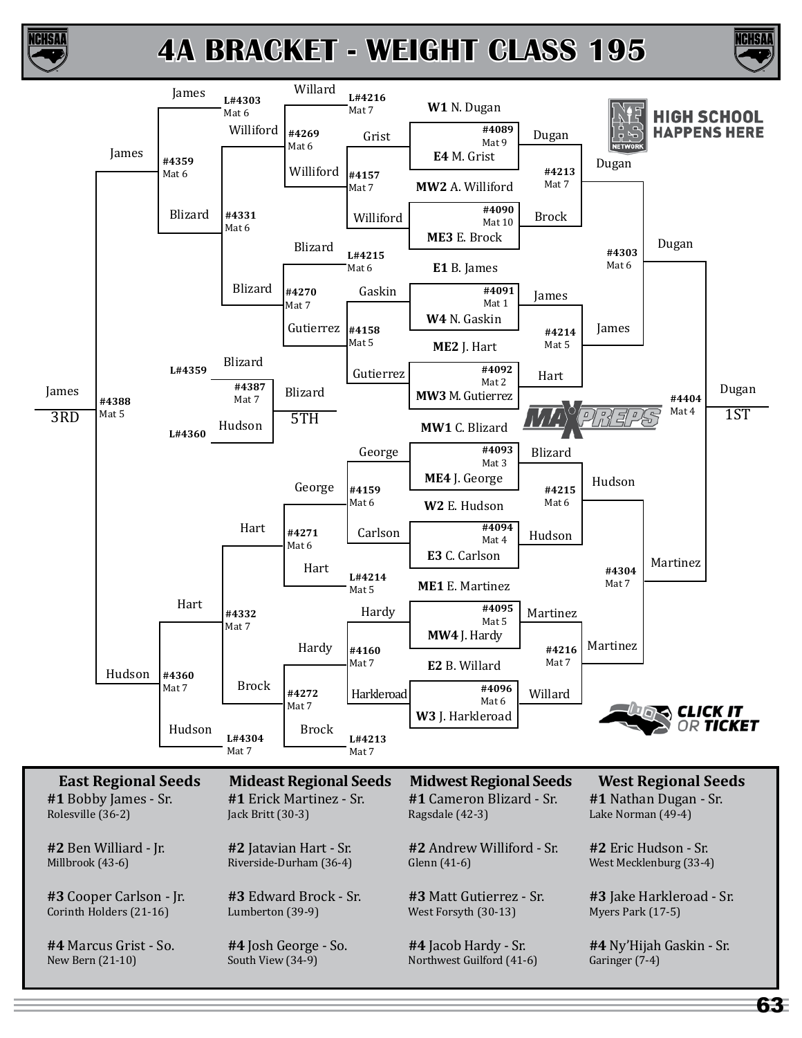# 4A BRACKET - WEIGHT CLASS 195

## Championship Bracket

### First Round

| Bout | Mat | Wrestler 1 | Wrestler 2 | Winner |
|---|---|---|---|---|
| #4089 | Mat 9 | W1 N. Dugan | E4 M. Grist | Dugan |
| #4090 | Mat 10 | MW2 A. Williford | ME3 E. Brock | Brock |
| #4091 | Mat 1 | E1 B. James | W4 N. Gaskin | James |
| #4092 | Mat 2 | ME2 J. Hart | MW3 M. Gutierrez | Hart |
| #4093 | Mat 3 | MW1 C. Blizard | ME4 J. George | Blizard |
| #4094 | Mat 4 | W2 E. Hudson | E3 C. Carlson | Hudson |
| #4095 | Mat 5 | ME1 E. Martinez | MW4 J. Hardy | Martinez |
| #4096 | Mat 6 | E2 B. Willard | W3 J. Harkleroad | Willard |

### Quarterfinals

| Bout | Mat | Wrestler 1 | Wrestler 2 | Winner |
|---|---|---|---|---|
| #4213 | Mat 7 | Dugan | Brock | Dugan |
| #4214 | Mat 5 | James | Hart | James |
| #4215 | Mat 6 | Blizard | Hudson | Hudson |
| #4216 | Mat 7 | Martinez | Willard | Martinez |

### Semifinals

| Bout | Mat | Wrestler 1 | Wrestler 2 | Winner |
|---|---|---|---|---|
| #4303 | Mat 6 | Dugan | James | Dugan |
| #4304 | Mat 7 | Hudson | Martinez | Martinez |

### Final

| Bout | Mat | Wrestler 1 | Wrestler 2 | Winner |
|---|---|---|---|---|
| #4404 | Mat 4 | Dugan | Martinez | Dugan – 1ST |

## Consolation Bracket

| Bout | Mat | Wrestler 1 | Wrestler 2 | Winner |
|---|---|---|---|---|
| #4157 | Mat 7 | Grist | Williford | Williford |
| #4158 | Mat 5 | Gaskin | Gutierrez | Gutierrez |
| #4159 | Mat 6 | George | Carlson | George |
| #4160 | Mat 7 | Hardy | Harkleroad | Hardy |
| #4269 | Mat 6 | Willard (L#4216) | Williford | Williford |
| #4270 | Mat 7 | Blizard (L#4215) | Gutierrez | Blizard |
| #4271 | Mat 6 | George | Hart (L#4214) | Hart |
| #4272 | Mat 7 | Hardy | Brock (L#4213) | Brock |
| #4331 | Mat 6 | Williford | Blizard | Blizard |
| #4332 | Mat 7 | Hart | Brock | Hart |
| #4359 | Mat 6 | James (L#4303) | Blizard | James |
| #4360 | Mat 7 | Hart | Hudson (L#4304) | Hudson |
| #4388 | Mat 5 | James | Hudson | James – 3RD |
| #4387 | Mat 7 | Blizard (L#4359) | Hudson (L#4360) | Blizard – 5TH |

## Regional Seeds

| East Regional Seeds | Mideast Regional Seeds | Midwest Regional Seeds | West Regional Seeds |
|---|---|---|---|
| **#1** Bobby James - Sr. Rolesville (36-2) | **#1** Erick Martinez - Sr. Jack Britt (30-3) | **#1** Cameron Blizard - Sr. Ragsdale (42-3) | **#1** Nathan Dugan - Sr. Lake Norman (49-4) |
| **#2** Ben Williard - Jr. Millbrook (43-6) | **#2** Jatavian Hart - Sr. Riverside-Durham (36-4) | **#2** Andrew Williford - Sr. Glenn (41-6) | **#2** Eric Hudson - Sr. West Mecklenburg (33-4) |
| **#3** Cooper Carlson - Jr. Corinth Holders (21-16) | **#3** Edward Brock - Sr. Lumberton (39-9) | **#3** Matt Gutierrez - Sr. West Forsyth (30-13) | **#3** Jake Harkleroad - Sr. Myers Park (17-5) |
| **#4** Marcus Grist - So. New Bern (21-10) | **#4** Josh George - So. South View (34-9) | **#4** Jacob Hardy - Sr. Northwest Guilford (41-6) | **#4** Ny'Hijah Gaskin - Sr. Garinger (7-4) |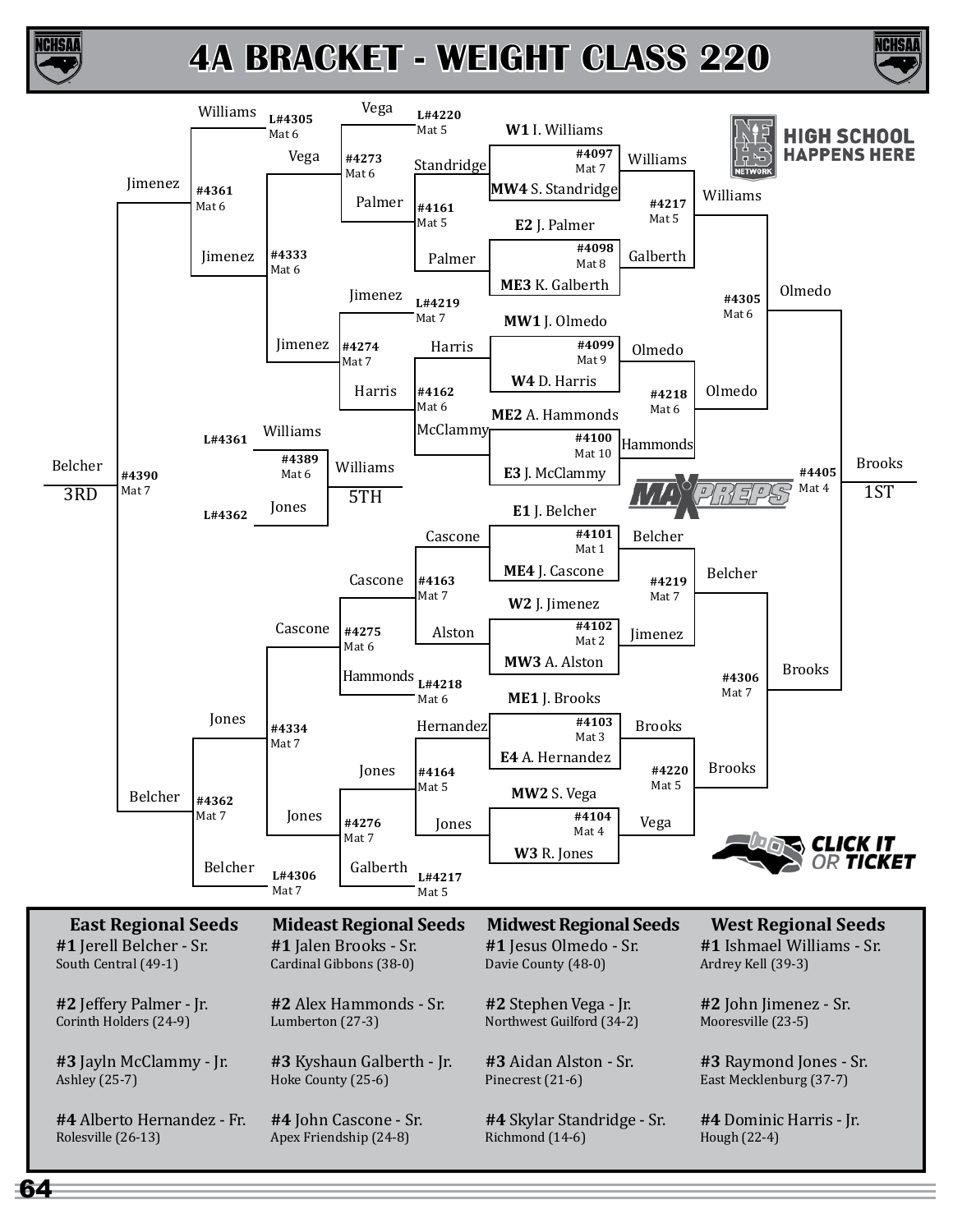# 4A BRACKET - WEIGHT CLASS 220

## Championship Bracket

### First Round

| Bout | Mat | Wrestler 1 | Wrestler 2 | Winner |
|---|---|---|---|---|
| #4097 | Mat 7 | W1 I. Williams | MW4 S. Standridge | Williams |
| #4098 | Mat 8 | E2 J. Palmer | ME3 K. Galberth | Galberth |
| #4099 | Mat 9 | MW1 J. Olmedo | W4 D. Harris | Olmedo |
| #4100 | Mat 10 | ME2 A. Hammonds | E3 J. McClammy | Hammonds |
| #4101 | Mat 1 | E1 J. Belcher | ME4 J. Cascone | Belcher |
| #4102 | Mat 2 | W2 J. Jimenez | MW3 A. Alston | Jimenez |
| #4103 | Mat 3 | ME1 J. Brooks | E4 A. Hernandez | Brooks |
| #4104 | Mat 4 | MW2 S. Vega | W3 R. Jones | Vega |

### Quarterfinals

| Bout | Mat | Wrestler 1 | Wrestler 2 | Winner |
|---|---|---|---|---|
| #4217 | Mat 5 | Williams | Galberth | Williams |
| #4218 | Mat 6 | Olmedo | Hammonds | Olmedo |
| #4219 | Mat 7 | Belcher | Jimenez | Belcher |
| #4220 | Mat 5 | Brooks | Vega | Brooks |

### Semifinals

| Bout | Mat | Wrestler 1 | Wrestler 2 | Winner |
|---|---|---|---|---|
| #4305 | Mat 6 | Williams | Olmedo | Olmedo |
| #4306 | Mat 7 | Belcher | Brooks | Brooks |

### Final

| Bout | Mat | Wrestler 1 | Wrestler 2 | Winner |
|---|---|---|---|---|
| #4405 | Mat 4 | Olmedo | Brooks | Brooks — 1ST |

## Consolation Bracket

| Bout | Mat | Wrestler 1 | Wrestler 2 | Winner |
|---|---|---|---|---|
| #4161 | Mat 5 | Standridge | Palmer | Palmer |
| #4162 | Mat 6 | Harris | McClammy | Harris |
| #4163 | Mat 7 | Cascone | Alston | Cascone |
| #4164 | Mat 5 | Hernandez | Jones | Jones |
| #4273 | Mat 6 | Vega (L#4220, Mat 5) | Palmer | Vega |
| #4274 | Mat 7 | Jimenez (L#4219, Mat 7) | Harris | Jimenez |
| #4275 | Mat 6 | Cascone | Hammonds (L#4218, Mat 6) | Cascone |
| #4276 | Mat 7 | Jones | Galberth (L#4217, Mat 5) | Jones |
| #4333 | Mat 6 | Vega | Jimenez | Jimenez |
| #4334 | Mat 7 | Cascone | Jones | Jones |
| #4361 | Mat 6 | Williams (L#4305, Mat 6) | Jimenez | Jimenez |
| #4362 | Mat 7 | Jones | Belcher (L#4306, Mat 7) | Belcher |
| #4389 | Mat 6 | Williams (L#4361) | Jones (L#4362) | Williams — 5TH |
| #4390 | Mat 7 | Jimenez | Belcher | Belcher — 3RD |

## Regional Seeds

### East Regional Seeds
- **#1** Jerell Belcher - Sr. — South Central (49-1)
- **#2** Jeffery Palmer - Jr. — Corinth Holders (24-9)
- **#3** Jayln McClammy - Jr. — Ashley (25-7)
- **#4** Alberto Hernandez - Fr. — Rolesville (26-13)

### Mideast Regional Seeds
- **#1** Jalen Brooks - Sr. — Cardinal Gibbons (38-0)
- **#2** Alex Hammonds - Sr. — Lumberton (27-3)
- **#3** Kyshaun Galberth - Jr. — Hoke County (25-6)
- **#4** John Cascone - Sr. — Apex Friendship (24-8)

### Midwest Regional Seeds
- **#1** Jesus Olmedo - Sr. — Davie County (48-0)
- **#2** Stephen Vega - Jr. — Northwest Guilford (34-2)
- **#3** Aidan Alston - Sr. — Pinecrest (21-6)
- **#4** Skylar Standridge - Sr. — Richmond (14-6)

### West Regional Seeds
- **#1** Ishmael Williams - Sr. — Ardrey Kell (39-3)
- **#2** John Jimenez - Sr. — Mooresville (23-5)
- **#3** Raymond Jones - Sr. — East Mecklenburg (37-7)
- **#4** Dominic Harris - Jr. — Hough (22-4)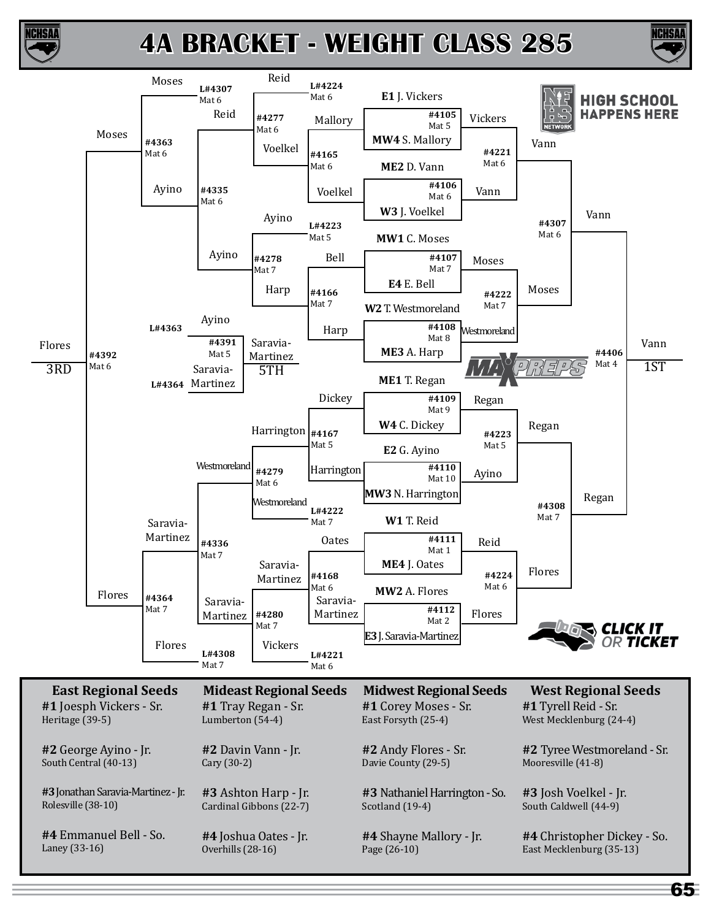# 4A BRACKET - WEIGHT CLASS 285

HIGH SCHOOL HAPPENS HERE

E1 J. Vickers
#4105 Mat 5
MW4 S. Mallory

ME2 D. Vann
#4106 Mat 6
W3 J. Voelkel

MW1 C. Moses
#4107 Mat 7
E4 E. Bell

W2 T. Westmoreland
#4108 Mat 8
ME3 A. Harp

ME1 T. Regan
#4109 Mat 9
W4 C. Dickey

E2 G. Ayino
#4110 Mat 10
MW3 N. Harrington

W1 T. Reid
#4111 Mat 1
ME4 J. Oates

MW2 A. Flores
#4112 Mat 2
E3 J. Saravia-Martinez

Vickers
Vann
#4221 Mat 6
Vann

Moses
Westmoreland
#4222 Mat 7
Moses

Regan
Ayino
#4223 Mat 5
Regan

Reid
Flores
#4224 Mat 6
Flores

Vann
#4307 Mat 6

Regan
#4308 Mat 7

Vann
#4406 Mat 4
Vann
1ST

Reid
L#4224 Mat 6
Mallory
Voelkel
#4165 Mat 6
Voelkel
#4277 Mat 6
Reid

Ayino
L#4223 Mat 5
Bell
Harp
#4166 Mat 7
Harp
#4278 Mat 7
Ayino

Dickey
Harrington
#4167 Mat 5
Harrington
Westmoreland
L#4222 Mat 7
#4279 Mat 6
Westmoreland

Oates
Saravia-Martinez
#4168 Mat 6
Saravia-Martinez
Vickers
L#4221 Mat 6
#4280 Mat 7
Saravia-Martinez

Moses
L#4307 Mat 6
Reid
#4335 Mat 6
Ayino
#4363 Mat 6
Moses

Saravia-Martinez
#4336 Mat 7
Saravia-Martinez
Flores
L#4308 Mat 7
#4364 Mat 7
Flores

Moses
Flores
#4392 Mat 6
Flores
3RD

L#4363
Ayino
#4391 Mat 5
Saravia-Martinez
L#4364
Saravia-Martinez
5TH

MAXPREPS

CLICK IT OR TICKET

| East Regional Seeds | Mideast Regional Seeds | Midwest Regional Seeds | West Regional Seeds |
|---|---|---|---|
| #1 Joesph Vickers - Sr.<br>Heritage (39-5) | #1 Tray Regan - Sr.<br>Lumberton (54-4) | #1 Corey Moses - Sr.<br>East Forsyth (25-4) | #1 Tyrell Reid - Sr.<br>West Mecklenburg (24-4) |
| #2 George Ayino - Jr.<br>South Central (40-13) | #2 Davin Vann - Jr.<br>Cary (30-2) | #2 Andy Flores - Sr.<br>Davie County (29-5) | #2 Tyree Westmoreland - Sr.<br>Mooresville (41-8) |
| #3 Jonathan Saravia-Martinez - Jr.<br>Rolesville (38-10) | #3 Ashton Harp - Jr.<br>Cardinal Gibbons (22-7) | #3 Nathaniel Harrington - So.<br>Scotland (19-4) | #3 Josh Voelkel - Jr.<br>South Caldwell (44-9) |
| #4 Emmanuel Bell - So.<br>Laney (33-16) | #4 Joshua Oates - Jr.<br>Overhills (28-16) | #4 Shayne Mallory - Jr.<br>Page (26-10) | #4 Christopher Dickey - So.<br>East Mecklenburg (35-13) |